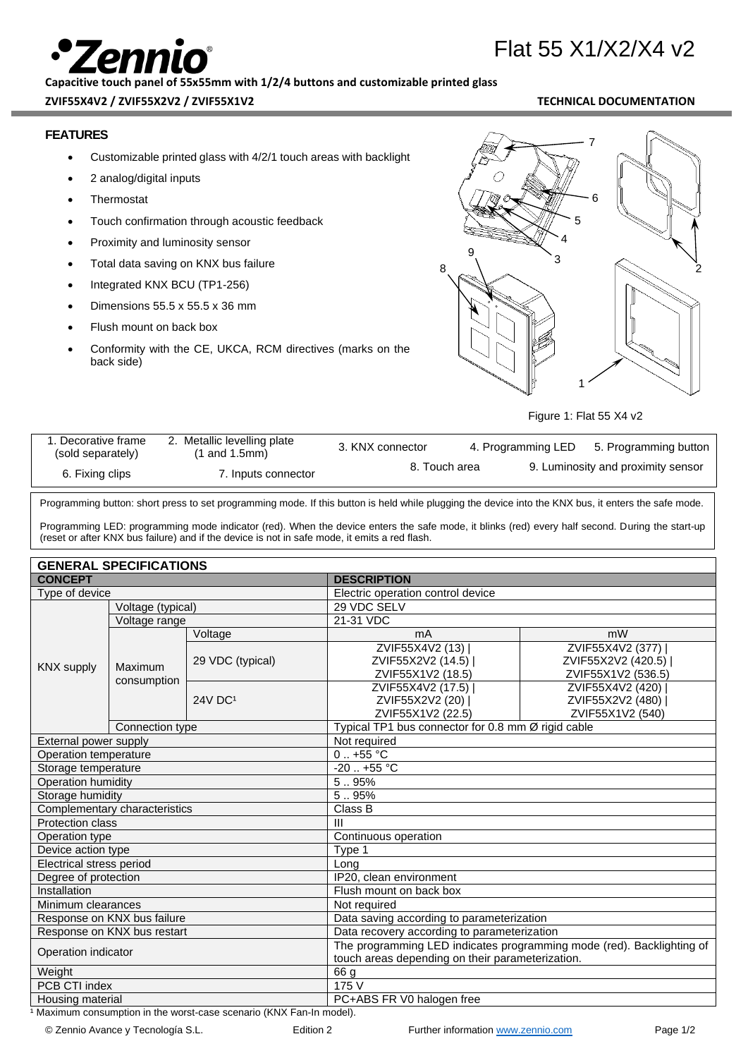# Flat 55 X1/X2/X4 v2

**Capacitive touch panel of 55x55mm with 1/2/4 buttons and customizable printed glass**

**ZVIF55X4V2 / ZVIF55X2V2 / ZVIF55X1V2** **TECHNICAL DOCUMENTATION**

## FEATURES

- Customizable printed glass with 4/2/1 touch areas with backlight
- 2 analog/digital inputs
- Thermostat
- Touch confirmation through acoustic feedback
- Proximity and luminosity sensor
- Total data saving on KNX bus failure
- Integrated KNX BCU (TP1-256)
- Dimensions 55.5 x 55.5 x 36 mm
- Flush mount on back box
- Conformity with the CE, UKCA, RCM directives (marks on the back side)

Figure 1: Flat 55 X4 v2

| 1. Decorative frame (sold separately) | 2. Metallic levelling plate (1 and 1.5mm) | 3. KNX connector | 4. Programming LED | 5. Programming button |
|---|---|---|---|---|
| 6. Fixing clips | 7. Inputs connector | 8. Touch area | 9. Luminosity and proximity sensor | |

Programming button: short press to set programming mode. If this button is held while plugging the device into the KNX bus, it enters the safe mode.

Programming LED: programming mode indicator (red). When the device enters the safe mode, it blinks (red) every half second. During the start-up (reset or after KNX bus failure) and if the device is not in safe mode, it emits a red flash.

## GENERAL SPECIFICATIONS

| CONCEPT | | | DESCRIPTION | |
|---|---|---|---|---|
| Type of device | | | Electric operation control device | |
| KNX supply | Voltage (typical) | | 29 VDC SELV | |
| | Voltage range | | 21-31 VDC | |
| | Maximum consumption | Voltage | mA | mW |
| | | 29 VDC (typical) | ZVIF55X4V2 (13) \| ZVIF55X2V2 (14.5) \| ZVIF55X1V2 (18.5) | ZVIF55X4V2 (377) \| ZVIF55X2V2 (420.5) \| ZVIF55X1V2 (536.5) |
| | | 24V DC[1] | ZVIF55X4V2 (17.5) \| ZVIF55X2V2 (20) \| ZVIF55X1V2 (22.5) | ZVIF55X4V2 (420) \| ZVIF55X2V2 (480) \| ZVIF55X1V2 (540) |
| | Connection type | | Typical TP1 bus connector for 0.8 mm Ø rigid cable | |
| External power supply | | | Not required | |
| Operation temperature | | | 0 .. +55 °C | |
| Storage temperature | | | -20 .. +55 °C | |
| Operation humidity | | | 5 .. 95% | |
| Storage humidity | | | 5 .. 95% | |
| Complementary characteristics | | | Class B | |
| Protection class | | | III | |
| Operation type | | | Continuous operation | |
| Device action type | | | Type 1 | |
| Electrical stress period | | | Long | |
| Degree of protection | | | IP20, clean environment | |
| Installation | | | Flush mount on back box | |
| Minimum clearances | | | Not required | |
| Response on KNX bus failure | | | Data saving according to parameterization | |
| Response on KNX bus restart | | | Data recovery according to parameterization | |
| Operation indicator | | | The programming LED indicates programming mode (red). Backlighting of touch areas depending on their parameterization. | |
| Weight | | | 66 g | |
| PCB CTI index | | | 175 V | |
| Housing material | | | PC+ABS FR V0 halogen free | |

[1] Maximum consumption in the worst-case scenario (KNX Fan-In model).

© Zennio Avance y Tecnología S.L. Edition 2 Further information www.zennio.com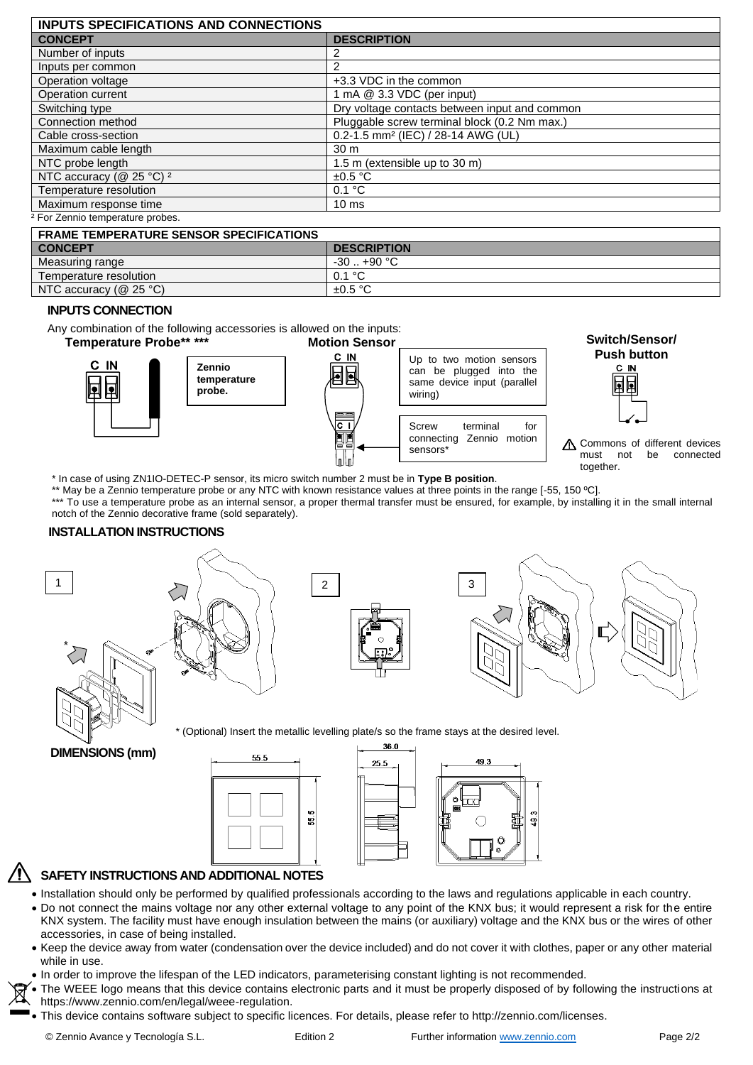| INPUTS SPECIFICATIONS AND CONNECTIONS | |
|---|---|
| **CONCEPT** | **DESCRIPTION** |
| Number of inputs | 2 |
| Inputs per common | 2 |
| Operation voltage | +3.3 VDC in the common |
| Operation current | 1 mA @ 3.3 VDC (per input) |
| Switching type | Dry voltage contacts between input and common |
| Connection method | Pluggable screw terminal block (0.2 Nm max.) |
| Cable cross-section | 0.2-1.5 mm² (IEC) / 28-14 AWG (UL) |
| Maximum cable length | 30 m |
| NTC probe length | 1.5 m (extensible up to 30 m) |
| NTC accuracy (@ 25 °C) [2] | ±0.5 °C |
| Temperature resolution | 0.1 °C |
| Maximum response time | 10 ms |

[2] For Zennio temperature probes.

| FRAME TEMPERATURE SENSOR SPECIFICATIONS | |
|---|---|
| **CONCEPT** | **DESCRIPTION** |
| Measuring range | -30 .. +90 °C |
| Temperature resolution | 0.1 °C |
| NTC accuracy (@ 25 °C) | ±0.5 °C |

## INPUTS CONNECTION

Any combination of the following accessories is allowed on the inputs:

**Temperature Probe**** *****

C IN

**Zennio temperature probe.**

**Motion Sensor**

C IN

Up to two motion sensors can be plugged into the same device input (parallel wiring)

Screw terminal for connecting Zennio motion sensors*

**Switch/Sensor/ Push button**

C IN

⚠ Commons of different devices must not be connected together.

\* In case of using ZN1IO-DETEC-P sensor, its micro switch number 2 must be in **Type B position**.

** May be a Zennio temperature probe or any NTC with known resistance values at three points in the range [-55, 150 ºC].

*** To use a temperature probe as an internal sensor, a proper thermal transfer must be ensured, for example, by installing it in the small internal notch of the Zennio decorative frame (sold separately).

## INSTALLATION INSTRUCTIONS

1 2 3

\* (Optional) Insert the metallic levelling plate/s so the frame stays at the desired level.

## DIMENSIONS (mm)

55.5

55.5

36.0

25.5

49.3

49.3

## ⚠ SAFETY INSTRUCTIONS AND ADDITIONAL NOTES

- Installation should only be performed by qualified professionals according to the laws and regulations applicable in each country.
- Do not connect the mains voltage nor any other external voltage to any point of the KNX bus; it would represent a risk for the entire KNX system. The facility must have enough insulation between the mains (or auxiliary) voltage and the KNX bus or the wires of other accessories, in case of being installed.
- Keep the device away from water (condensation over the device included) and do not cover it with clothes, paper or any other material while in use.
- In order to improve the lifespan of the LED indicators, parameterising constant lighting is not recommended.
- The WEEE logo means that this device contains electronic parts and it must be properly disposed of by following the instructions at https://www.zennio.com/en/legal/weee-regulation.
- This device contains software subject to specific licences. For details, please refer to http://zennio.com/licenses.

© Zennio Avance y Tecnología S.L. Edition 2 Further information www.zennio.com